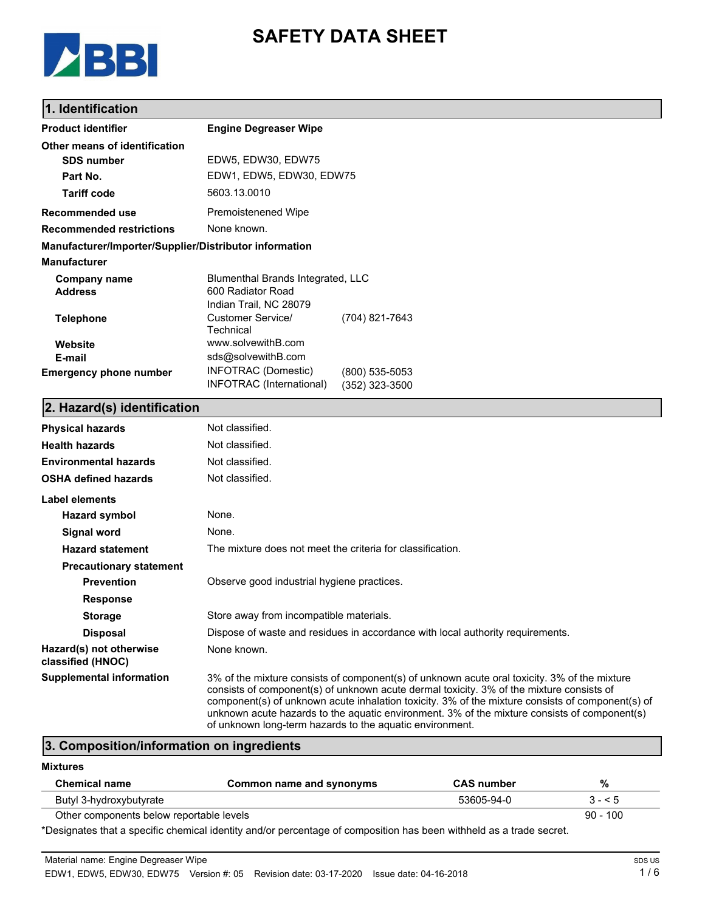# SAFETY DATA SHEET

## 1. Identification

**Product identifier** Engine Degreaser Wipe

**Other means of identification**

- **SDS number** EDW5, EDW30, EDW75
- **Part No.** EDW1, EDW5, EDW30, EDW75
- **Tariff code** 5603.13.0010

**Recommended use** Premoistenened Wipe

**Recommended restrictions** None known.

**Manufacturer/Importer/Supplier/Distributor information**

**Manufacturer**

- **Company name** Blumenthal Brands Integrated, LLC
- **Address** 600 Radiator Road, Indian Trail, NC 28079
- **Telephone** Customer Service/ Technical (704) 821-7643
- **Website** www.solvewithB.com
- **E-mail** sds@solvewithB.com

**Emergency phone number** INFOTRAC (Domestic) (800) 535-5053; INFOTRAC (International) (352) 323-3500

## 2. Hazard(s) identification

**Physical hazards** Not classified.

**Health hazards** Not classified.

**Environmental hazards** Not classified.

**OSHA defined hazards** Not classified.

**Label elements**

- **Hazard symbol** None.
- **Signal word** None.
- **Hazard statement** The mixture does not meet the criteria for classification.
- **Precautionary statement**
  - **Prevention** Observe good industrial hygiene practices.
  - **Response**
  - **Storage** Store away from incompatible materials.
  - **Disposal** Dispose of waste and residues in accordance with local authority requirements.

**Hazard(s) not otherwise classified (HNOC)** None known.

**Supplemental information** 3% of the mixture consists of component(s) of unknown acute oral toxicity. 3% of the mixture consists of component(s) of unknown acute dermal toxicity. 3% of the mixture consists of component(s) of unknown acute inhalation toxicity. 3% of the mixture consists of component(s) of unknown acute hazards to the aquatic environment. 3% of the mixture consists of component(s) of unknown long-term hazards to the aquatic environment.

## 3. Composition/information on ingredients

**Mixtures**

| Chemical name | Common name and synonyms | CAS number | % |
|---|---|---|---|
| Butyl 3-hydroxybutyrate | | 53605-94-0 | 3 - < 5 |
| Other components below reportable levels | | | 90 - 100 |

*Designates that a specific chemical identity and/or percentage of composition has been withheld as a trade secret.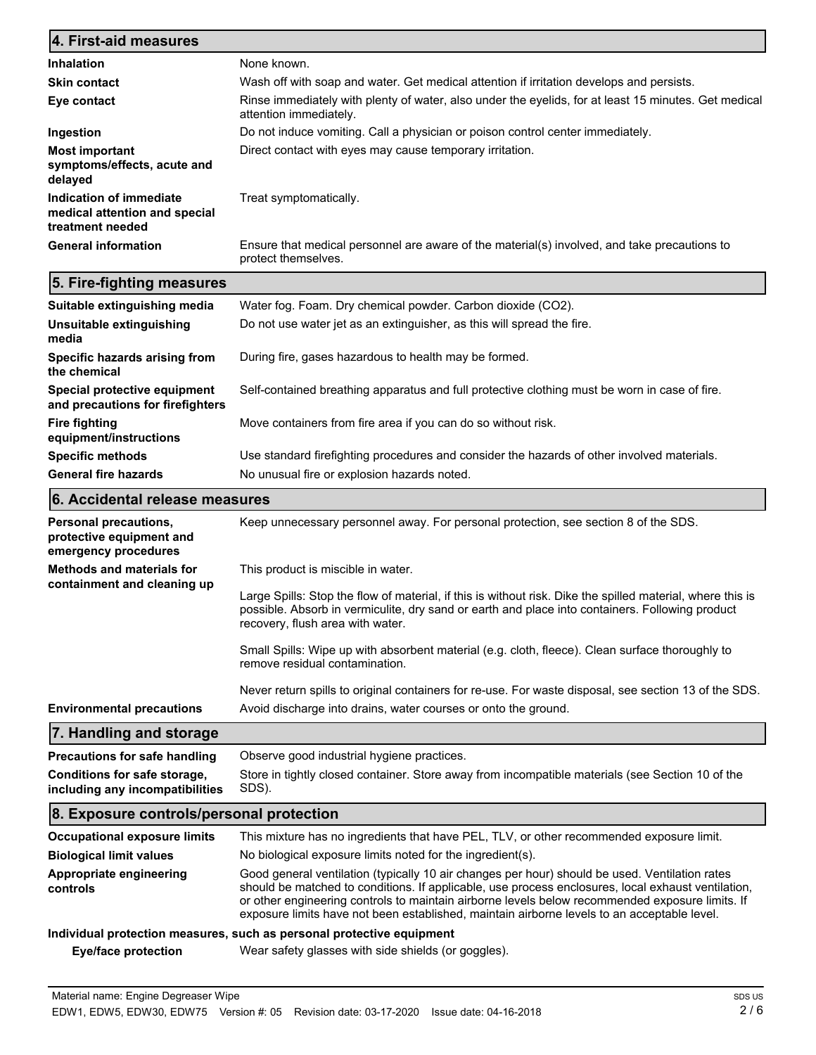## 4. First-aid measures

| | |
|---|---|
| **Inhalation** | None known. |
| **Skin contact** | Wash off with soap and water. Get medical attention if irritation develops and persists. |
| **Eye contact** | Rinse immediately with plenty of water, also under the eyelids, for at least 15 minutes. Get medical attention immediately. |
| **Ingestion** | Do not induce vomiting. Call a physician or poison control center immediately. |
| **Most important symptoms/effects, acute and delayed** | Direct contact with eyes may cause temporary irritation. |
| **Indication of immediate medical attention and special treatment needed** | Treat symptomatically. |
| **General information** | Ensure that medical personnel are aware of the material(s) involved, and take precautions to protect themselves. |

## 5. Fire-fighting measures

| | |
|---|---|
| **Suitable extinguishing media** | Water fog. Foam. Dry chemical powder. Carbon dioxide ($CO_2$). |
| **Unsuitable extinguishing media** | Do not use water jet as an extinguisher, as this will spread the fire. |
| **Specific hazards arising from the chemical** | During fire, gases hazardous to health may be formed. |
| **Special protective equipment and precautions for firefighters** | Self-contained breathing apparatus and full protective clothing must be worn in case of fire. |
| **Fire fighting equipment/instructions** | Move containers from fire area if you can do so without risk. |
| **Specific methods** | Use standard firefighting procedures and consider the hazards of other involved materials. |
| **General fire hazards** | No unusual fire or explosion hazards noted. |

## 6. Accidental release measures

| | |
|---|---|
| **Personal precautions, protective equipment and emergency procedures** | Keep unnecessary personnel away. For personal protection, see section 8 of the SDS. |
| **Methods and materials for containment and cleaning up** | This product is miscible in water.<br><br>Large Spills: Stop the flow of material, if this is without risk. Dike the spilled material, where this is possible. Absorb in vermiculite, dry sand or earth and place into containers. Following product recovery, flush area with water.<br><br>Small Spills: Wipe up with absorbent material (e.g. cloth, fleece). Clean surface thoroughly to remove residual contamination.<br><br>Never return spills to original containers for re-use. For waste disposal, see section 13 of the SDS. |
| **Environmental precautions** | Avoid discharge into drains, water courses or onto the ground. |

## 7. Handling and storage

| | |
|---|---|
| **Precautions for safe handling** | Observe good industrial hygiene practices. |
| **Conditions for safe storage, including any incompatibilities** | Store in tightly closed container. Store away from incompatible materials (see Section 10 of the SDS). |

## 8. Exposure controls/personal protection

| | |
|---|---|
| **Occupational exposure limits** | This mixture has no ingredients that have PEL, TLV, or other recommended exposure limit. |
| **Biological limit values** | No biological exposure limits noted for the ingredient(s). |
| **Appropriate engineering controls** | Good general ventilation (typically 10 air changes per hour) should be used. Ventilation rates should be matched to conditions. If applicable, use process enclosures, local exhaust ventilation, or other engineering controls to maintain airborne levels below recommended exposure limits. If exposure limits have not been established, maintain airborne levels to an acceptable level. |

**Individual protection measures, such as personal protective equipment**

| | |
|---|---|
| **Eye/face protection** | Wear safety glasses with side shields (or goggles). |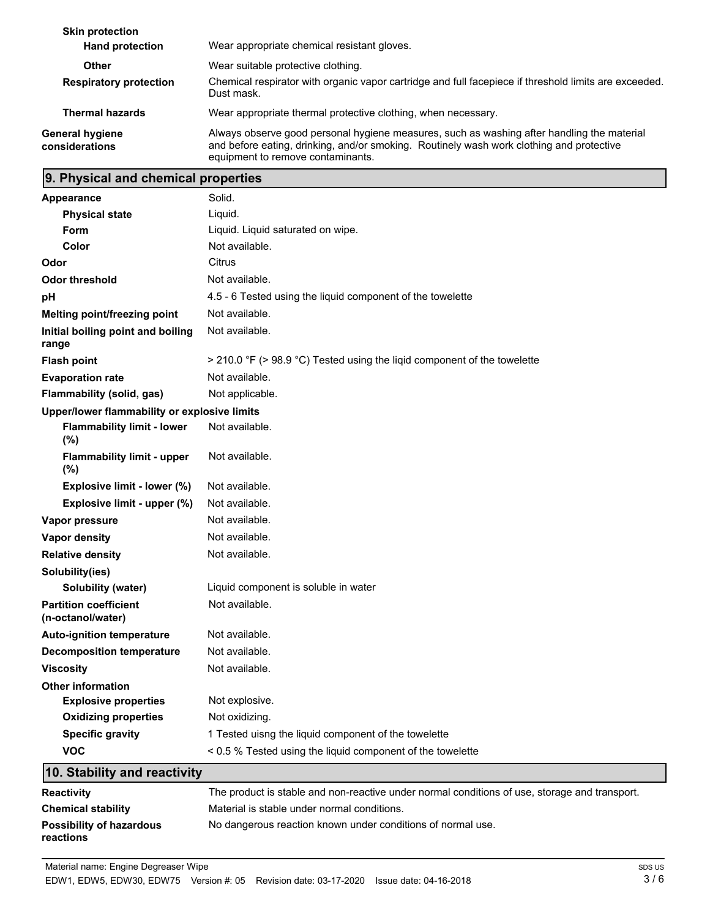| | |
|---|---|
| **Skin protection** | |
| **Hand protection** | Wear appropriate chemical resistant gloves. |
| **Other** | Wear suitable protective clothing. |
| **Respiratory protection** | Chemical respirator with organic vapor cartridge and full facepiece if threshold limits are exceeded. Dust mask. |
| **Thermal hazards** | Wear appropriate thermal protective clothing, when necessary. |
| **General hygiene considerations** | Always observe good personal hygiene measures, such as washing after handling the material and before eating, drinking, and/or smoking. Routinely wash work clothing and protective equipment to remove contaminants. |

## 9. Physical and chemical properties

| | |
|---|---|
| **Appearance** | Solid. |
| **Physical state** | Liquid. |
| **Form** | Liquid. Liquid saturated on wipe. |
| **Color** | Not available. |
| **Odor** | Citrus |
| **Odor threshold** | Not available. |
| **pH** | 4.5 - 6 Tested using the liquid component of the towelette |
| **Melting point/freezing point** | Not available. |
| **Initial boiling point and boiling range** | Not available. |
| **Flash point** | > 210.0 °F (> 98.9 °C) Tested using the liqid component of the towelette |
| **Evaporation rate** | Not available. |
| **Flammability (solid, gas)** | Not applicable. |
| **Upper/lower flammability or explosive limits** | |
| **Flammability limit - lower (%)** | Not available. |
| **Flammability limit - upper (%)** | Not available. |
| **Explosive limit - lower (%)** | Not available. |
| **Explosive limit - upper (%)** | Not available. |
| **Vapor pressure** | Not available. |
| **Vapor density** | Not available. |
| **Relative density** | Not available. |
| **Solubility(ies)** | |
| **Solubility (water)** | Liquid component is soluble in water |
| **Partition coefficient (n-octanol/water)** | Not available. |
| **Auto-ignition temperature** | Not available. |
| **Decomposition temperature** | Not available. |
| **Viscosity** | Not available. |
| **Other information** | |
| **Explosive properties** | Not explosive. |
| **Oxidizing properties** | Not oxidizing. |
| **Specific gravity** | 1 Tested uisng the liquid component of the towelette |
| **VOC** | < 0.5 % Tested using the liquid component of the towelette |

## 10. Stability and reactivity

| | |
|---|---|
| **Reactivity** | The product is stable and non-reactive under normal conditions of use, storage and transport. |
| **Chemical stability** | Material is stable under normal conditions. |
| **Possibility of hazardous reactions** | No dangerous reaction known under conditions of normal use. |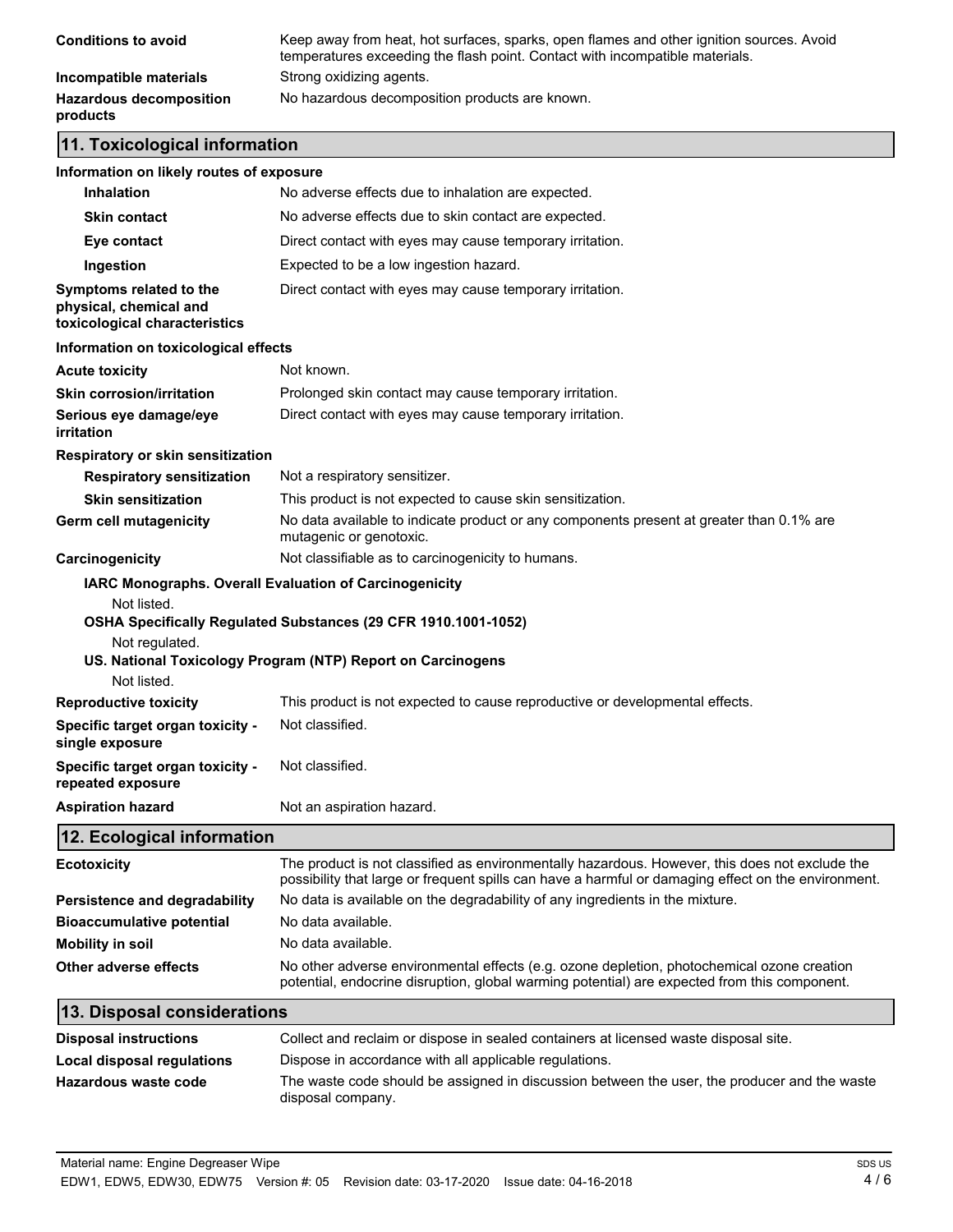**Conditions to avoid** Keep away from heat, hot surfaces, sparks, open flames and other ignition sources. Avoid temperatures exceeding the flash point. Contact with incompatible materials.

**Incompatible materials** Strong oxidizing agents.

**Hazardous decomposition products** No hazardous decomposition products are known.

## 11. Toxicological information

**Information on likely routes of exposure**

**Inhalation** No adverse effects due to inhalation are expected.

**Skin contact** No adverse effects due to skin contact are expected.

**Eye contact** Direct contact with eyes may cause temporary irritation.

**Ingestion** Expected to be a low ingestion hazard.

**Symptoms related to the physical, chemical and toxicological characteristics** Direct contact with eyes may cause temporary irritation.

**Information on toxicological effects**

**Acute toxicity** Not known.

**Skin corrosion/irritation** Prolonged skin contact may cause temporary irritation.

**Serious eye damage/eye irritation** Direct contact with eyes may cause temporary irritation.

**Respiratory or skin sensitization**

**Respiratory sensitization** Not a respiratory sensitizer.

**Skin sensitization** This product is not expected to cause skin sensitization.

**Germ cell mutagenicity** No data available to indicate product or any components present at greater than 0.1% are mutagenic or genotoxic.

**Carcinogenicity** Not classifiable as to carcinogenicity to humans.

**IARC Monographs. Overall Evaluation of Carcinogenicity**

Not listed.

**OSHA Specifically Regulated Substances (29 CFR 1910.1001-1052)**

Not regulated.

**US. National Toxicology Program (NTP) Report on Carcinogens**

Not listed.

**Reproductive toxicity** This product is not expected to cause reproductive or developmental effects.

**Specific target organ toxicity - single exposure** Not classified.

**Specific target organ toxicity - repeated exposure** Not classified.

**Aspiration hazard** Not an aspiration hazard.

## 12. Ecological information

**Ecotoxicity** The product is not classified as environmentally hazardous. However, this does not exclude the possibility that large or frequent spills can have a harmful or damaging effect on the environment.

**Persistence and degradability** No data is available on the degradability of any ingredients in the mixture.

**Bioaccumulative potential** No data available.

**Mobility in soil** No data available.

**Other adverse effects** No other adverse environmental effects (e.g. ozone depletion, photochemical ozone creation potential, endocrine disruption, global warming potential) are expected from this component.

## 13. Disposal considerations

**Disposal instructions** Collect and reclaim or dispose in sealed containers at licensed waste disposal site.

**Local disposal regulations** Dispose in accordance with all applicable regulations.

**Hazardous waste code** The waste code should be assigned in discussion between the user, the producer and the waste disposal company.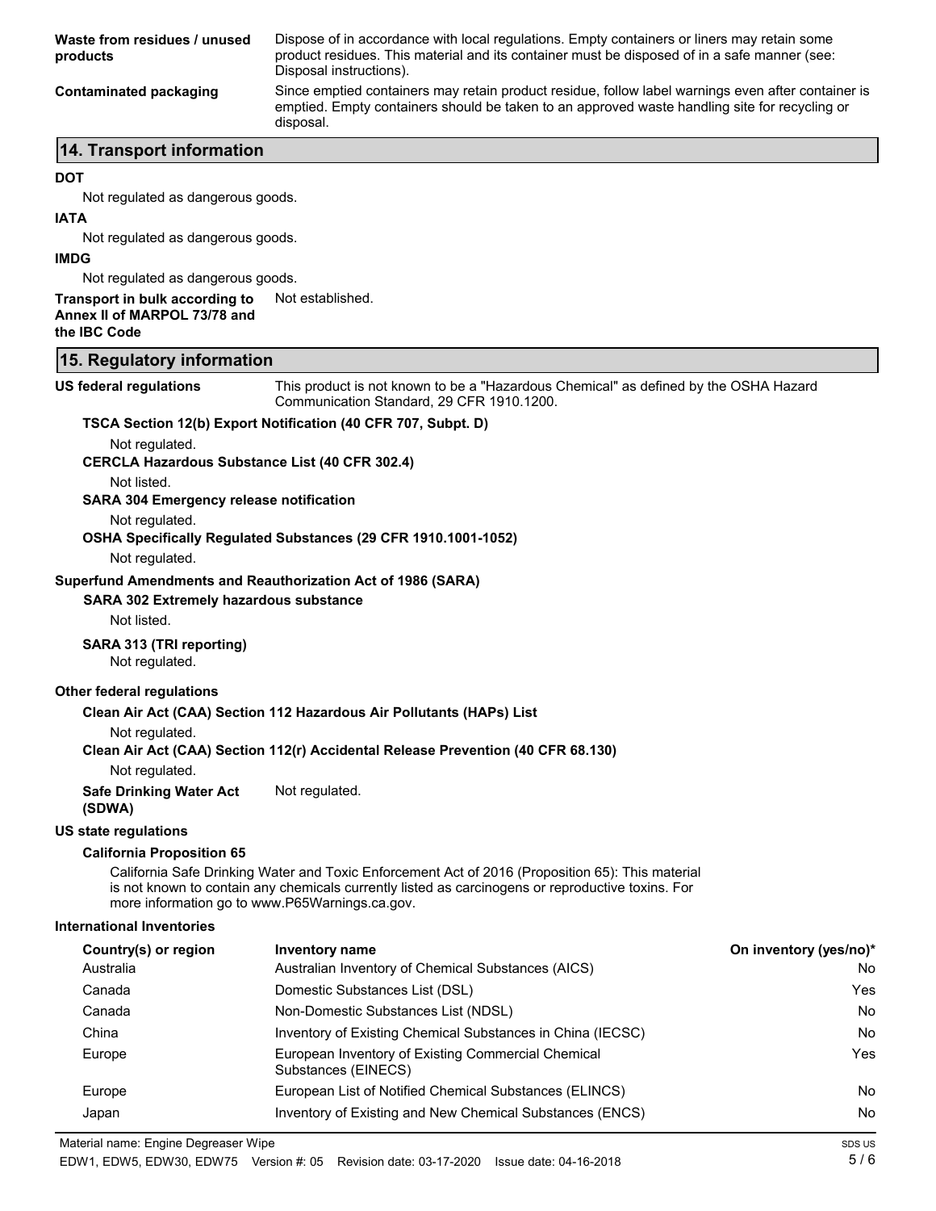**Waste from residues / unused products**: Dispose of in accordance with local regulations. Empty containers or liners may retain some product residues. This material and its container must be disposed of in a safe manner (see: Disposal instructions).

**Contaminated packaging**: Since emptied containers may retain product residue, follow label warnings even after container is emptied. Empty containers should be taken to an approved waste handling site for recycling or disposal.

## 14. Transport information

**DOT**

Not regulated as dangerous goods.

**IATA**

Not regulated as dangerous goods.

**IMDG**

Not regulated as dangerous goods.

**Transport in bulk according to Annex II of MARPOL 73/78 and the IBC Code**: Not established.

## 15. Regulatory information

**US federal regulations**: This product is not known to be a "Hazardous Chemical" as defined by the OSHA Hazard Communication Standard, 29 CFR 1910.1200.

**TSCA Section 12(b) Export Notification (40 CFR 707, Subpt. D)**

Not regulated.

**CERCLA Hazardous Substance List (40 CFR 302.4)**

Not listed.

**SARA 304 Emergency release notification**

Not regulated.

**OSHA Specifically Regulated Substances (29 CFR 1910.1001-1052)**

Not regulated.

**Superfund Amendments and Reauthorization Act of 1986 (SARA)**

**SARA 302 Extremely hazardous substance**

Not listed.

**SARA 313 (TRI reporting)**

Not regulated.

**Other federal regulations**

**Clean Air Act (CAA) Section 112 Hazardous Air Pollutants (HAPs) List**

Not regulated.

**Clean Air Act (CAA) Section 112(r) Accidental Release Prevention (40 CFR 68.130)**

Not regulated.

**Safe Drinking Water Act (SDWA)**: Not regulated.

**US state regulations**

**California Proposition 65**

California Safe Drinking Water and Toxic Enforcement Act of 2016 (Proposition 65): This material is not known to contain any chemicals currently listed as carcinogens or reproductive toxins. For more information go to www.P65Warnings.ca.gov.

**International Inventories**

| Country(s) or region | Inventory name | On inventory (yes/no)* |
|---|---|---|
| Australia | Australian Inventory of Chemical Substances (AICS) | No |
| Canada | Domestic Substances List (DSL) | Yes |
| Canada | Non-Domestic Substances List (NDSL) | No |
| China | Inventory of Existing Chemical Substances in China (IECSC) | No |
| Europe | European Inventory of Existing Commercial Chemical Substances (EINECS) | Yes |
| Europe | European List of Notified Chemical Substances (ELINCS) | No |
| Japan | Inventory of Existing and New Chemical Substances (ENCS) | No |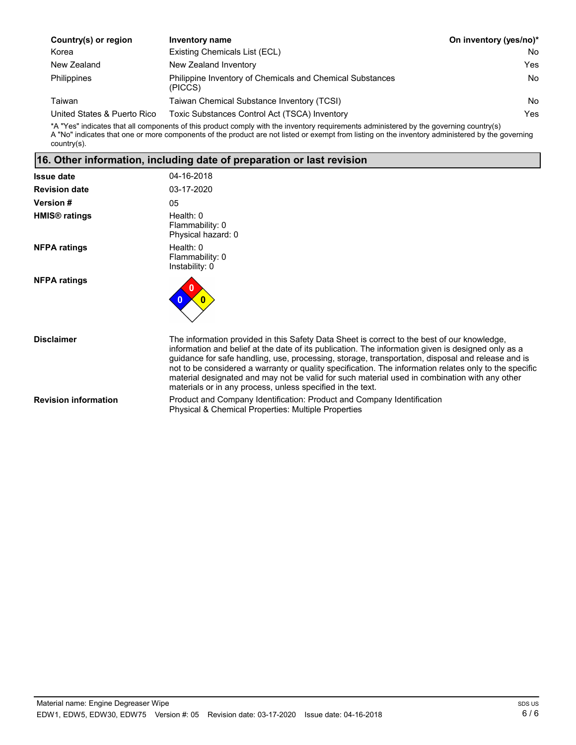| Country(s) or region | Inventory name | On inventory (yes/no)* |
| --- | --- | --- |
| Korea | Existing Chemicals List (ECL) | No |
| New Zealand | New Zealand Inventory | Yes |
| Philippines | Philippine Inventory of Chemicals and Chemical Substances (PICCS) | No |
| Taiwan | Taiwan Chemical Substance Inventory (TCSI) | No |
| United States & Puerto Rico | Toxic Substances Control Act (TSCA) Inventory | Yes |

*A "Yes" indicates that all components of this product comply with the inventory requirements administered by the governing country(s)
A "No" indicates that one or more components of the product are not listed or exempt from listing on the inventory administered by the governing country(s).

## 16. Other information, including date of preparation or last revision

**Issue date** 04-16-2018

**Revision date** 03-17-2020

**Version #** 05

**HMIS® ratings**
Health: 0
Flammability: 0
Physical hazard: 0

**NFPA ratings**
Health: 0
Flammability: 0
Instability: 0

**NFPA ratings**

0
0 0

**Disclaimer** The information provided in this Safety Data Sheet is correct to the best of our knowledge, information and belief at the date of its publication. The information given is designed only as a guidance for safe handling, use, processing, storage, transportation, disposal and release and is not to be considered a warranty or quality specification. The information relates only to the specific material designated and may not be valid for such material used in combination with any other materials or in any process, unless specified in the text.

**Revision information**
Product and Company Identification: Product and Company Identification
Physical & Chemical Properties: Multiple Properties